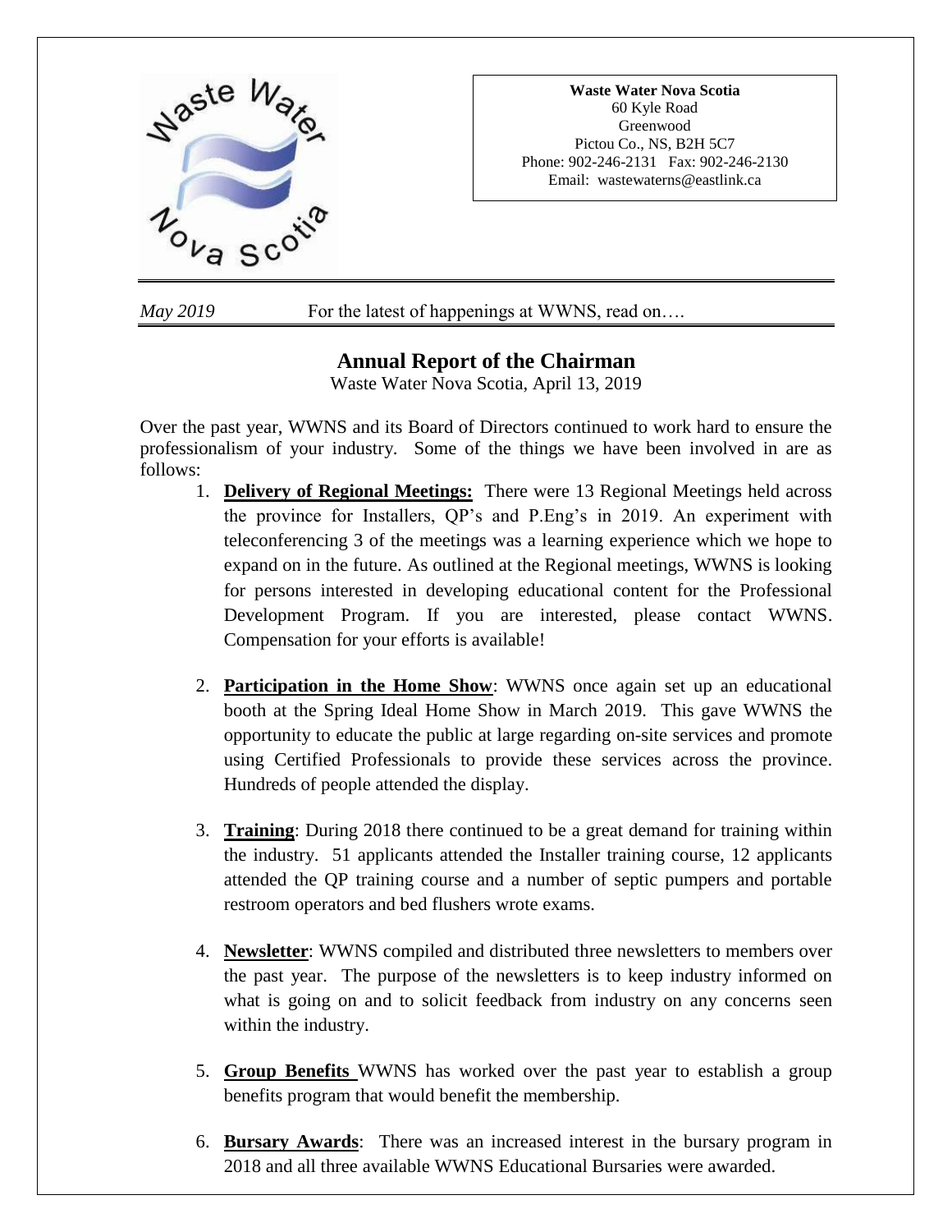**Waste Water Nova Scotia**
60 Kyle Road
Greenwood
Pictou Co., NS, B2H 5C7
Phone: 902-246-2131 Fax: 902-246-2130
Email: wastewaterns@eastlink.ca

*May 2019* For the latest of happenings at WWNS, read on….

# Annual Report of the Chairman

Waste Water Nova Scotia, April 13, 2019

Over the past year, WWNS and its Board of Directors continued to work hard to ensure the professionalism of your industry. Some of the things we have been involved in are as follows:

1. **Delivery of Regional Meetings:** There were 13 Regional Meetings held across the province for Installers, QP's and P.Eng's in 2019. An experiment with teleconferencing 3 of the meetings was a learning experience which we hope to expand on in the future. As outlined at the Regional meetings, WWNS is looking for persons interested in developing educational content for the Professional Development Program. If you are interested, please contact WWNS. Compensation for your efforts is available!

2. **Participation in the Home Show**: WWNS once again set up an educational booth at the Spring Ideal Home Show in March 2019. This gave WWNS the opportunity to educate the public at large regarding on-site services and promote using Certified Professionals to provide these services across the province. Hundreds of people attended the display.

3. **Training**: During 2018 there continued to be a great demand for training within the industry. 51 applicants attended the Installer training course, 12 applicants attended the QP training course and a number of septic pumpers and portable restroom operators and bed flushers wrote exams.

4. **Newsletter**: WWNS compiled and distributed three newsletters to members over the past year. The purpose of the newsletters is to keep industry informed on what is going on and to solicit feedback from industry on any concerns seen within the industry.

5. **Group Benefits** WWNS has worked over the past year to establish a group benefits program that would benefit the membership.

6. **Bursary Awards**: There was an increased interest in the bursary program in 2018 and all three available WWNS Educational Bursaries were awarded.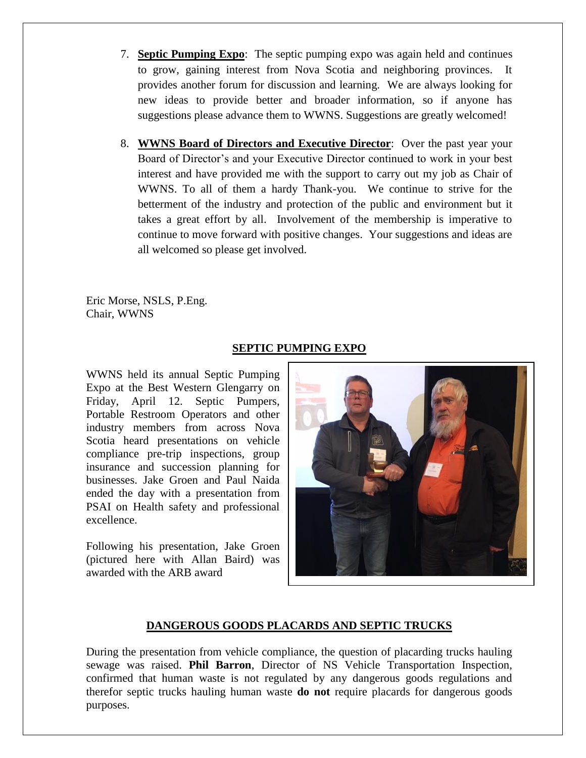7. **Septic Pumping Expo**: The septic pumping expo was again held and continues to grow, gaining interest from Nova Scotia and neighboring provinces. It provides another forum for discussion and learning. We are always looking for new ideas to provide better and broader information, so if anyone has suggestions please advance them to WWNS. Suggestions are greatly welcomed!

8. **WWNS Board of Directors and Executive Director**: Over the past year your Board of Director's and your Executive Director continued to work in your best interest and have provided me with the support to carry out my job as Chair of WWNS. To all of them a hardy Thank-you. We continue to strive for the betterment of the industry and protection of the public and environment but it takes a great effort by all. Involvement of the membership is imperative to continue to move forward with positive changes. Your suggestions and ideas are all welcomed so please get involved.

Eric Morse, NSLS, P.Eng.
Chair, WWNS

## SEPTIC PUMPING EXPO

WWNS held its annual Septic Pumping Expo at the Best Western Glengarry on Friday, April 12. Septic Pumpers, Portable Restroom Operators and other industry members from across Nova Scotia heard presentations on vehicle compliance pre-trip inspections, group insurance and succession planning for businesses. Jake Groen and Paul Naida ended the day with a presentation from PSAI on Health safety and professional excellence.

Following his presentation, Jake Groen (pictured here with Allan Baird) was awarded with the ARB award

## DANGEROUS GOODS PLACARDS AND SEPTIC TRUCKS

During the presentation from vehicle compliance, the question of placarding trucks hauling sewage was raised. **Phil Barron**, Director of NS Vehicle Transportation Inspection, confirmed that human waste is not regulated by any dangerous goods regulations and therefor septic trucks hauling human waste **do not** require placards for dangerous goods purposes.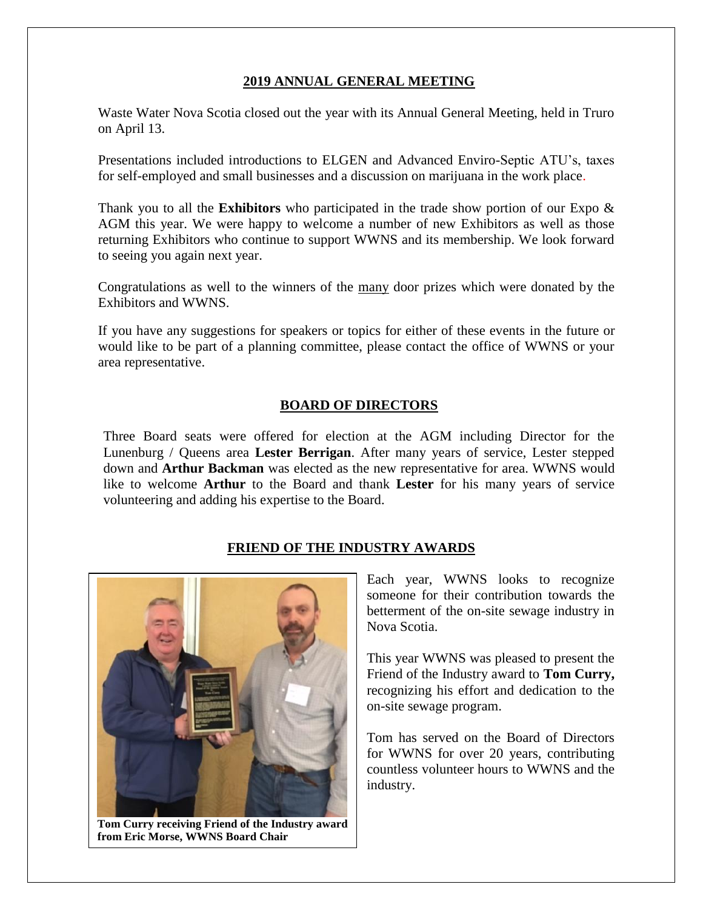## 2019 ANNUAL GENERAL MEETING

Waste Water Nova Scotia closed out the year with its Annual General Meeting, held in Truro on April 13.

Presentations included introductions to ELGEN and Advanced Enviro-Septic ATU's, taxes for self-employed and small businesses and a discussion on marijuana in the work place.

Thank you to all the **Exhibitors** who participated in the trade show portion of our Expo & AGM this year. We were happy to welcome a number of new Exhibitors as well as those returning Exhibitors who continue to support WWNS and its membership. We look forward to seeing you again next year.

Congratulations as well to the winners of the many door prizes which were donated by the Exhibitors and WWNS.

If you have any suggestions for speakers or topics for either of these events in the future or would like to be part of a planning committee, please contact the office of WWNS or your area representative.

## BOARD OF DIRECTORS

Three Board seats were offered for election at the AGM including Director for the Lunenburg / Queens area **Lester Berrigan**. After many years of service, Lester stepped down and **Arthur Backman** was elected as the new representative for area. WWNS would like to welcome **Arthur** to the Board and thank **Lester** for his many years of service volunteering and adding his expertise to the Board.

## FRIEND OF THE INDUSTRY AWARDS

**Tom Curry receiving Friend of the Industry award from Eric Morse, WWNS Board Chair**

Each year, WWNS looks to recognize someone for their contribution towards the betterment of the on-site sewage industry in Nova Scotia.

This year WWNS was pleased to present the Friend of the Industry award to **Tom Curry,** recognizing his effort and dedication to the on-site sewage program.

Tom has served on the Board of Directors for WWNS for over 20 years, contributing countless volunteer hours to WWNS and the industry.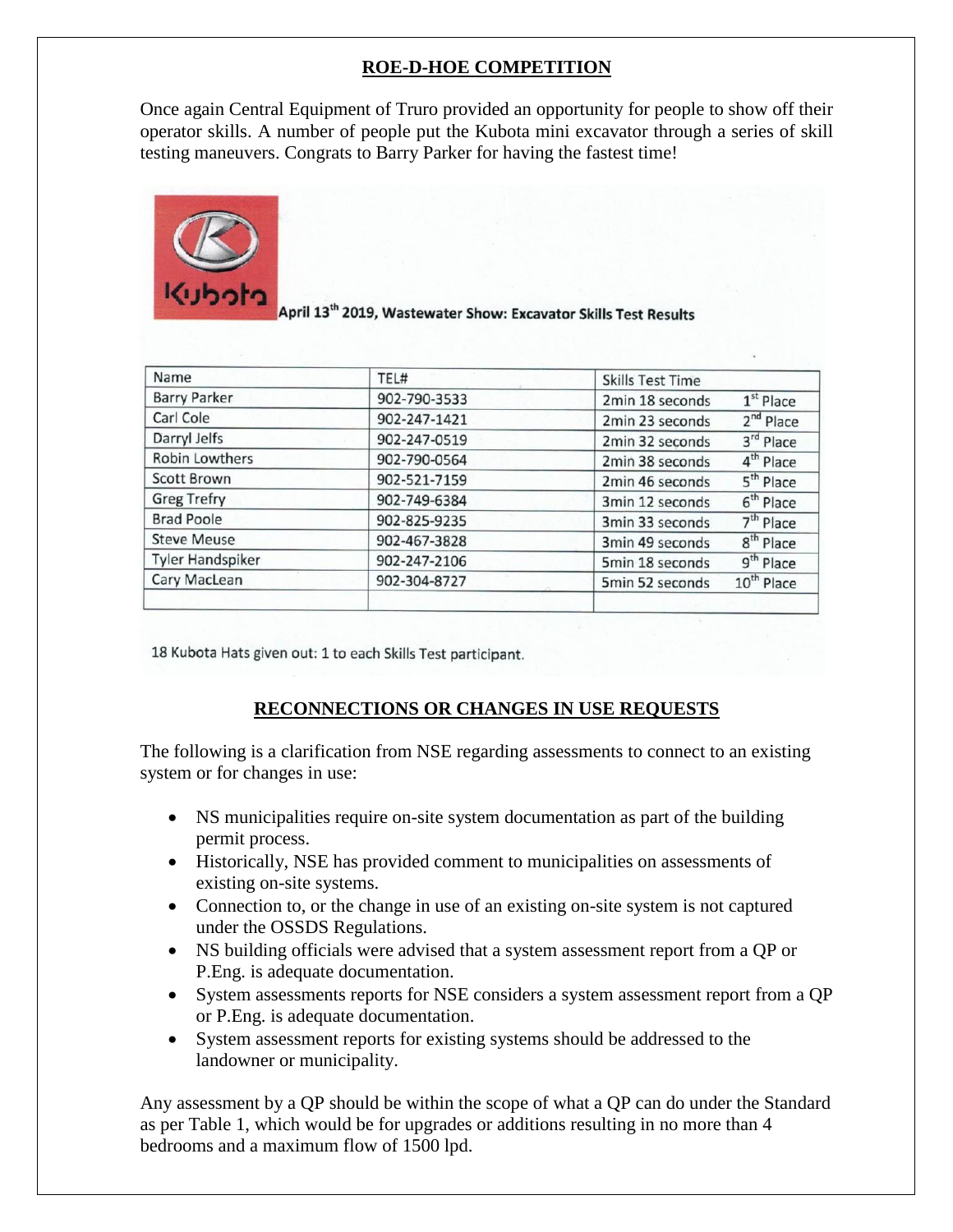## ROE-D-HOE COMPETITION

Once again Central Equipment of Truro provided an opportunity for people to show off their operator skills. A number of people put the Kubota mini excavator through a series of skill testing maneuvers. Congrats to Barry Parker for having the fastest time!

Kubota

April 13th 2019, Wastewater Show: Excavator Skills Test Results

| Name | TEL# | Skills Test Time | |
|---|---|---|---|
| Barry Parker | 902-790-3533 | 2min 18 seconds | 1st Place |
| Carl Cole | 902-247-1421 | 2min 23 seconds | 2nd Place |
| Darryl Jelfs | 902-247-0519 | 2min 32 seconds | 3rd Place |
| Robin Lowthers | 902-790-0564 | 2min 38 seconds | 4th Place |
| Scott Brown | 902-521-7159 | 2min 46 seconds | 5th Place |
| Greg Trefry | 902-749-6384 | 3min 12 seconds | 6th Place |
| Brad Poole | 902-825-9235 | 3min 33 seconds | 7th Place |
| Steve Meuse | 902-467-3828 | 3min 49 seconds | 8th Place |
| Tyler Handspiker | 902-247-2106 | 5min 18 seconds | 9th Place |
| Cary MacLean | 902-304-8727 | 5min 52 seconds | 10th Place |
| | | | |

18 Kubota Hats given out: 1 to each Skills Test participant.

## RECONNECTIONS OR CHANGES IN USE REQUESTS

The following is a clarification from NSE regarding assessments to connect to an existing system or for changes in use:

- NS municipalities require on-site system documentation as part of the building permit process.
- Historically, NSE has provided comment to municipalities on assessments of existing on-site systems.
- Connection to, or the change in use of an existing on-site system is not captured under the OSSDS Regulations.
- NS building officials were advised that a system assessment report from a QP or P.Eng. is adequate documentation.
- System assessments reports for NSE considers a system assessment report from a QP or P.Eng. is adequate documentation.
- System assessment reports for existing systems should be addressed to the landowner or municipality.

Any assessment by a QP should be within the scope of what a QP can do under the Standard as per Table 1, which would be for upgrades or additions resulting in no more than 4 bedrooms and a maximum flow of 1500 lpd.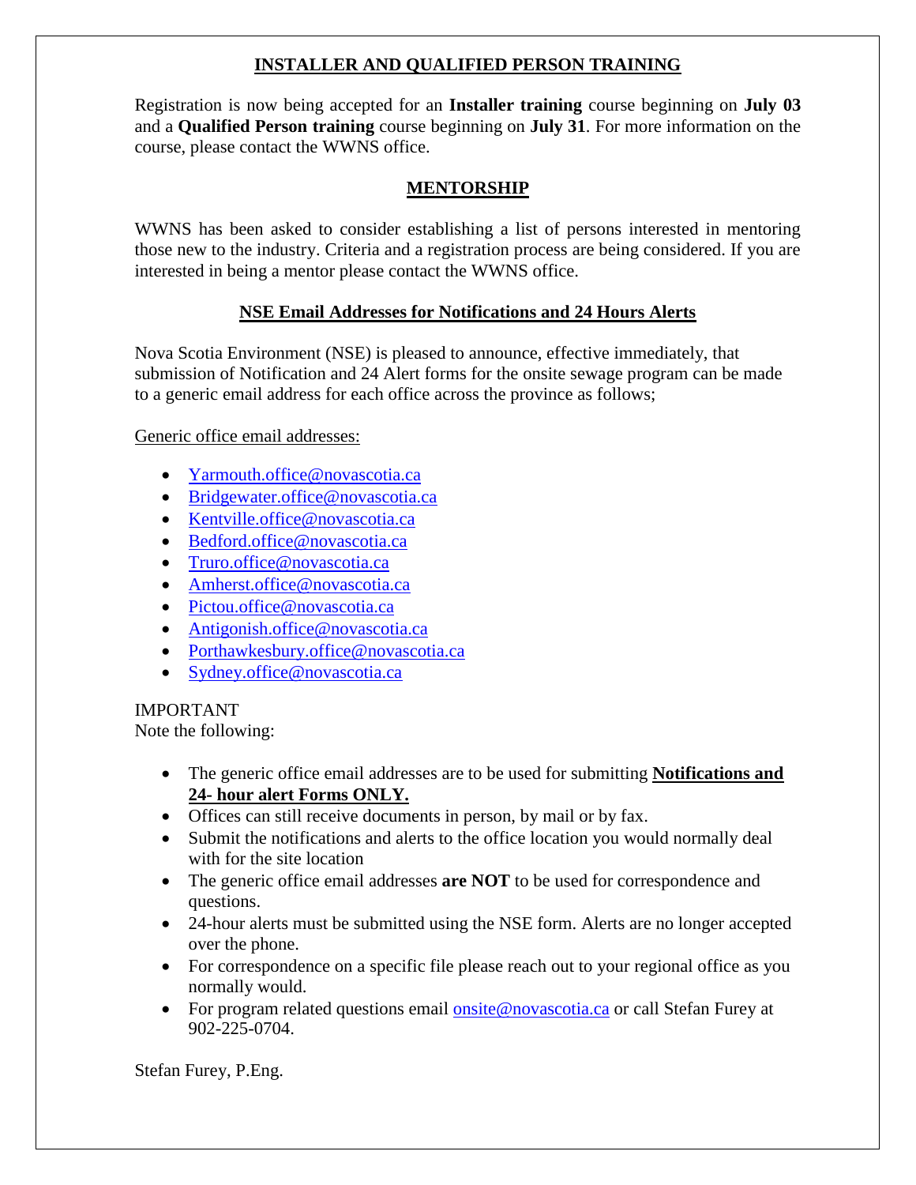## INSTALLER AND QUALIFIED PERSON TRAINING

Registration is now being accepted for an **Installer training** course beginning on **July 03** and a **Qualified Person training** course beginning on **July 31**. For more information on the course, please contact the WWNS office.

## MENTORSHIP

WWNS has been asked to consider establishing a list of persons interested in mentoring those new to the industry. Criteria and a registration process are being considered. If you are interested in being a mentor please contact the WWNS office.

## NSE Email Addresses for Notifications and 24 Hours Alerts

Nova Scotia Environment (NSE) is pleased to announce, effective immediately, that submission of Notification and 24 Alert forms for the onsite sewage program can be made to a generic email address for each office across the province as follows;

Generic office email addresses:

- Yarmouth.office@novascotia.ca
- Bridgewater.office@novascotia.ca
- Kentville.office@novascotia.ca
- Bedford.office@novascotia.ca
- Truro.office@novascotia.ca
- Amherst.office@novascotia.ca
- Pictou.office@novascotia.ca
- Antigonish.office@novascotia.ca
- Porthawkesbury.office@novascotia.ca
- Sydney.office@novascotia.ca

IMPORTANT
Note the following:

- The generic office email addresses are to be used for submitting **Notifications and 24- hour alert Forms ONLY.**
- Offices can still receive documents in person, by mail or by fax.
- Submit the notifications and alerts to the office location you would normally deal with for the site location
- The generic office email addresses **are NOT** to be used for correspondence and questions.
- 24-hour alerts must be submitted using the NSE form. Alerts are no longer accepted over the phone.
- For correspondence on a specific file please reach out to your regional office as you normally would.
- For program related questions email onsite@novascotia.ca or call Stefan Furey at 902-225-0704.

Stefan Furey, P.Eng.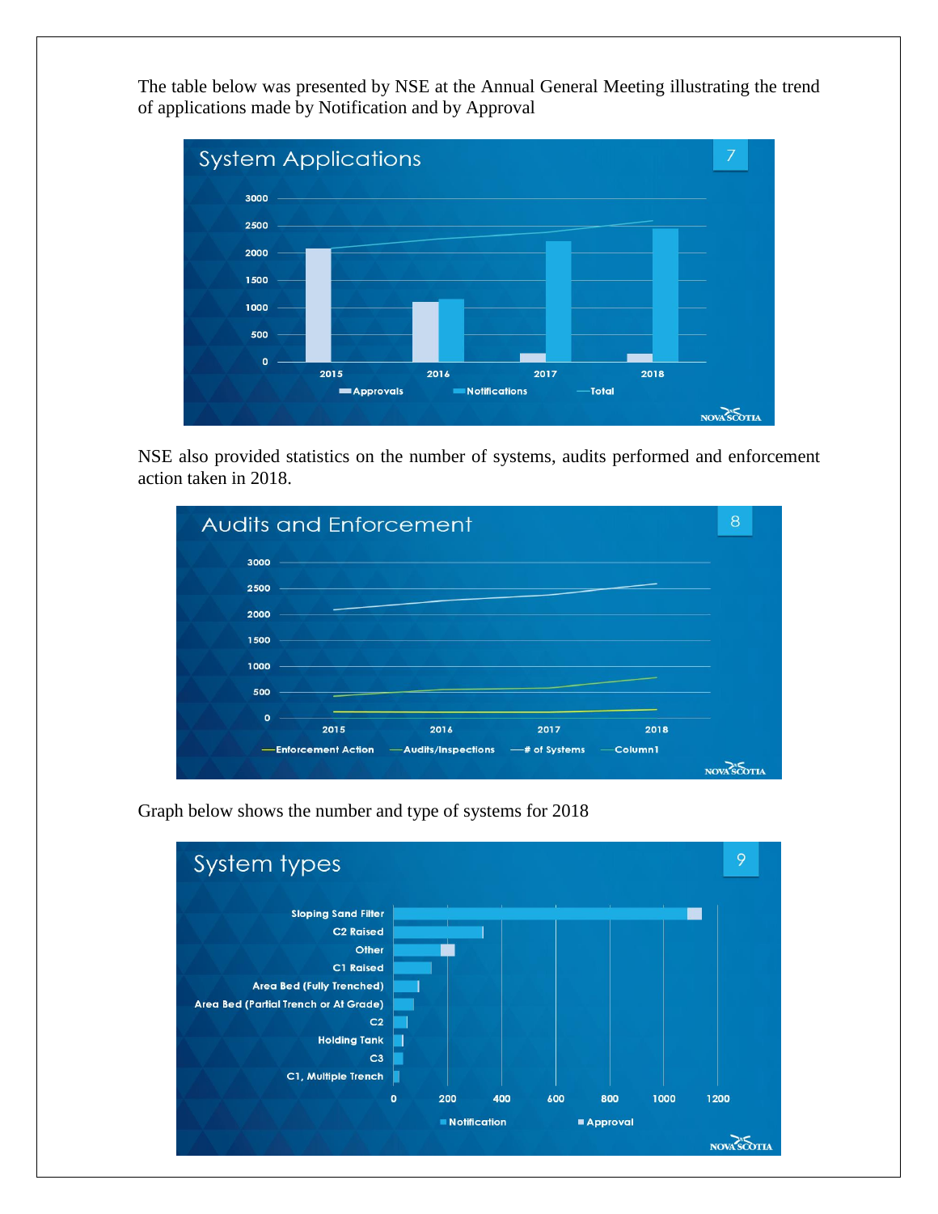The table below was presented by NSE at the Annual General Meeting illustrating the trend of applications made by Notification and by Approval

NSE also provided statistics on the number of systems, audits performed and enforcement action taken in 2018.

Graph below shows the number and type of systems for 2018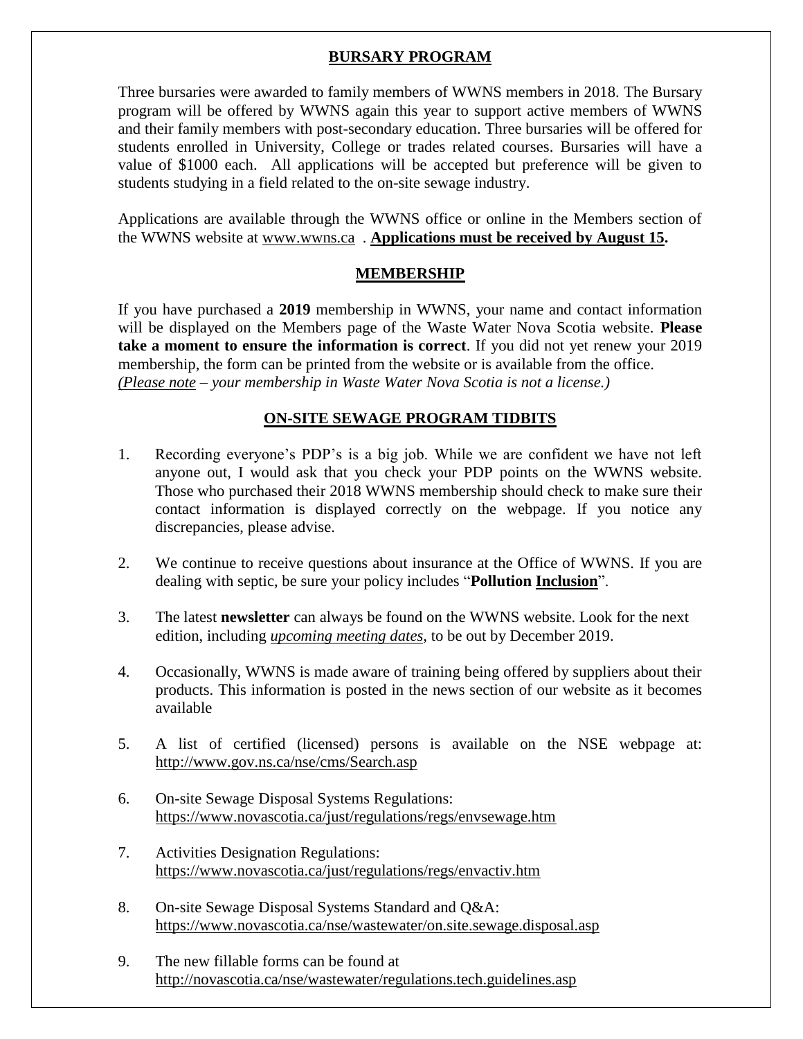## BURSARY PROGRAM

Three bursaries were awarded to family members of WWNS members in 2018. The Bursary program will be offered by WWNS again this year to support active members of WWNS and their family members with post-secondary education. Three bursaries will be offered for students enrolled in University, College or trades related courses. Bursaries will have a value of $1000 each. All applications will be accepted but preference will be given to students studying in a field related to the on-site sewage industry.

Applications are available through the WWNS office or online in the Members section of the WWNS website at www.wwns.ca . **Applications must be received by August 15.**

## MEMBERSHIP

If you have purchased a **2019** membership in WWNS, your name and contact information will be displayed on the Members page of the Waste Water Nova Scotia website. **Please take a moment to ensure the information is correct**. If you did not yet renew your 2019 membership, the form can be printed from the website or is available from the office. *Please note – your membership in Waste Water Nova Scotia is not a license.)*

## ON-SITE SEWAGE PROGRAM TIDBITS

1. Recording everyone's PDP's is a big job. While we are confident we have not left anyone out, I would ask that you check your PDP points on the WWNS website. Those who purchased their 2018 WWNS membership should check to make sure their contact information is displayed correctly on the webpage. If you notice any discrepancies, please advise.

2. We continue to receive questions about insurance at the Office of WWNS. If you are dealing with septic, be sure your policy includes "**Pollution Inclusion**".

3. The latest **newsletter** can always be found on the WWNS website. Look for the next edition, including *upcoming meeting dates*, to be out by December 2019.

4. Occasionally, WWNS is made aware of training being offered by suppliers about their products. This information is posted in the news section of our website as it becomes available

5. A list of certified (licensed) persons is available on the NSE webpage at: http://www.gov.ns.ca/nse/cms/Search.asp

6. On-site Sewage Disposal Systems Regulations: https://www.novascotia.ca/just/regulations/regs/envsewage.htm

7. Activities Designation Regulations: https://www.novascotia.ca/just/regulations/regs/envactiv.htm

8. On-site Sewage Disposal Systems Standard and Q&A: https://www.novascotia.ca/nse/wastewater/on.site.sewage.disposal.asp

9. The new fillable forms can be found at http://novascotia.ca/nse/wastewater/regulations.tech.guidelines.asp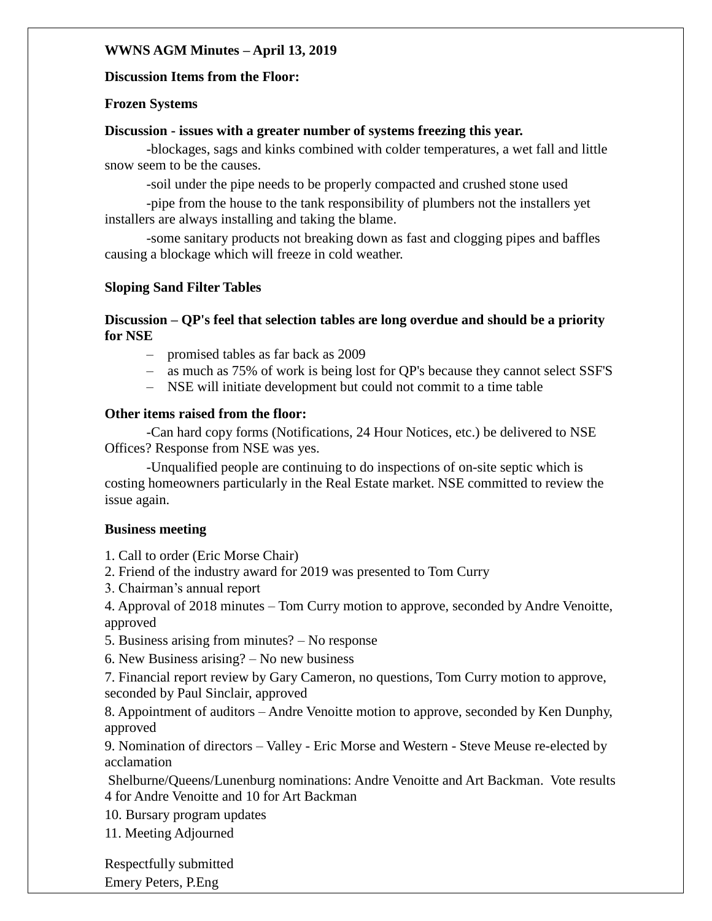**WWNS AGM Minutes – April 13, 2019**

**Discussion Items from the Floor:**

**Frozen Systems**

**Discussion - issues with a greater number of systems freezing this year.**

-blockages, sags and kinks combined with colder temperatures, a wet fall and little snow seem to be the causes.

-soil under the pipe needs to be properly compacted and crushed stone used

-pipe from the house to the tank responsibility of plumbers not the installers yet installers are always installing and taking the blame.

-some sanitary products not breaking down as fast and clogging pipes and baffles causing a blockage which will freeze in cold weather.

**Sloping Sand Filter Tables**

**Discussion – QP's feel that selection tables are long overdue and should be a priority for NSE**

- promised tables as far back as 2009
- as much as 75% of work is being lost for QP's because they cannot select SSF'S
- NSE will initiate development but could not commit to a time table

**Other items raised from the floor:**

-Can hard copy forms (Notifications, 24 Hour Notices, etc.) be delivered to NSE Offices? Response from NSE was yes.

-Unqualified people are continuing to do inspections of on-site septic which is costing homeowners particularly in the Real Estate market. NSE committed to review the issue again.

**Business meeting**

1. Call to order (Eric Morse Chair)
2. Friend of the industry award for 2019 was presented to Tom Curry
3. Chairman's annual report
4. Approval of 2018 minutes – Tom Curry motion to approve, seconded by Andre Venoitte, approved
5. Business arising from minutes? – No response
6. New Business arising? – No new business
7. Financial report review by Gary Cameron, no questions, Tom Curry motion to approve, seconded by Paul Sinclair, approved
8. Appointment of auditors – Andre Venoitte motion to approve, seconded by Ken Dunphy, approved
9. Nomination of directors – Valley - Eric Morse and Western - Steve Meuse re-elected by acclamation

   Shelburne/Queens/Lunenburg nominations: Andre Venoitte and Art Backman. Vote results 4 for Andre Venoitte and 10 for Art Backman
10. Bursary program updates
11. Meeting Adjourned

Respectfully submitted
Emery Peters, P.Eng